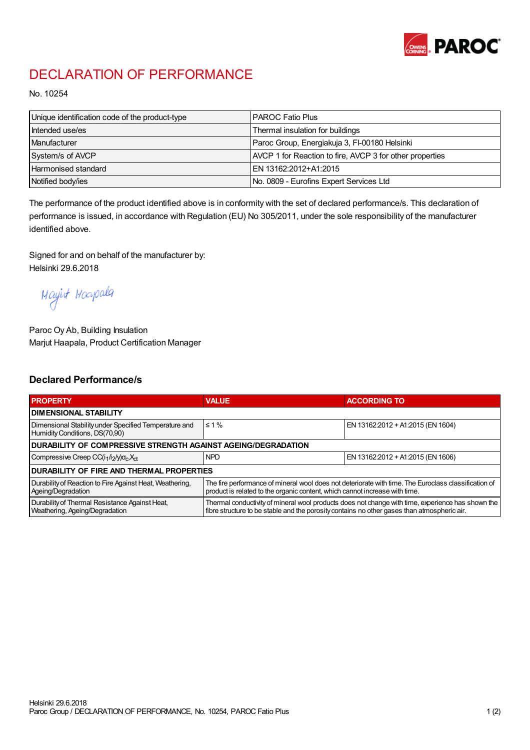# DECLARATION OF PERFORMANCE

No. 10254

| Unique identification code of the product-type | PAROC Fatio Plus |
|---|---|
| Intended use/es | Thermal insulation for buildings |
| Manufacturer | Paroc Group, Energiakuja 3, FI-00180 Helsinki |
| System/s of AVCP | AVCP 1 for Reaction to fire, AVCP 3 for other properties |
| Harmonised standard | EN 13162:2012+A1:2015 |
| Notified body/ies | No. 0809 - Eurofins Expert Services Ltd |

The performance of the product identified above is in conformity with the set of declared performance/s. This declaration of performance is issued, in accordance with Regulation (EU) No 305/2011, under the sole responsibility of the manufacturer identified above.

Signed for and on behalf of the manufacturer by:
Helsinki 29.6.2018

Marjut Haapala

Paroc Oy Ab, Building Insulation
Marjut Haapala, Product Certification Manager

## Declared Performance/s

| PROPERTY | VALUE | ACCORDING TO |
|---|---|---|
| **DIMENSIONAL STABILITY** | | |
| Dimensional Stability under Specified Temperature and Humidity Conditions, DS(70,90) | ≤ 1 % | EN 13162:2012 + A1:2015 (EN 1604) |
| **DURABILITY OF COMPRESSIVE STRENGTH AGAINST AGEING/DEGRADATION** | | |
| Compressive Creep $CC(i_1/i_2/y)\sigma_c X_{ct}$ | NPD | EN 13162:2012 + A1:2015 (EN 1606) |
| **DURABILITY OF FIRE AND THERMAL PROPERTIES** | | |
| Durability of Reaction to Fire Against Heat, Weathering, Ageing/Degradation | The fire performance of mineral wool does not deteriorate with time. The Euroclass classification of product is related to the organic content, which cannot increase with time. | |
| Durability of Thermal Resistance Against Heat, Weathering, Ageing/Degradation | Thermal conductivity of mineral wool products does not change with time, experience has shown the fibre structure to be stable and the porosity contains no other gases than atmospheric air. | |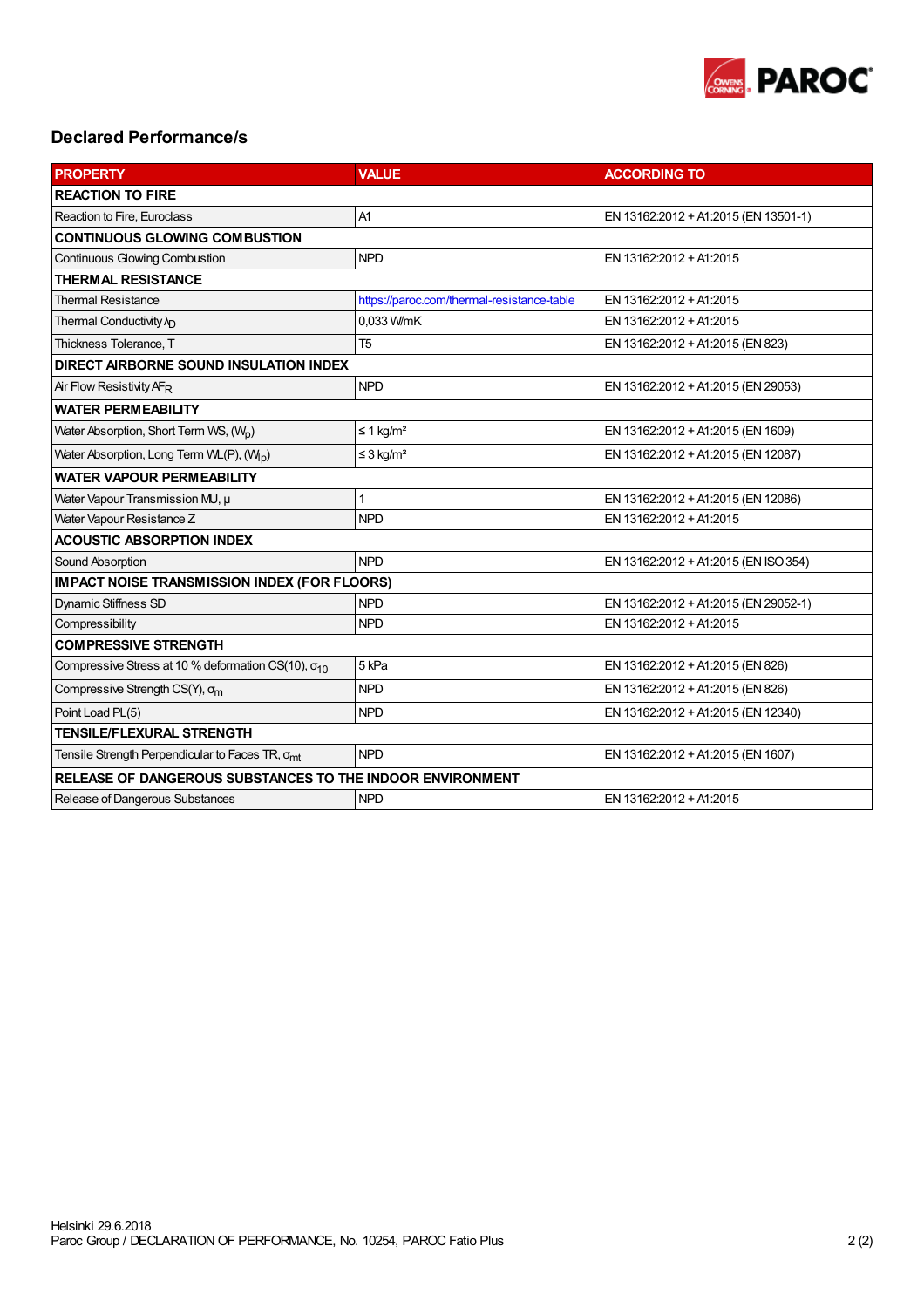## Declared Performance/s

| PROPERTY | VALUE | ACCORDING TO |
|---|---|---|
| **REACTION TO FIRE** | | |
| Reaction to Fire, Euroclass | A1 | EN 13162:2012 + A1:2015 (EN 13501-1) |
| **CONTINUOUS GLOWING COMBUSTION** | | |
| Continuous Glowing Combustion | NPD | EN 13162:2012 + A1:2015 |
| **THERMAL RESISTANCE** | | |
| Thermal Resistance | https://paroc.com/thermal-resistance-table | EN 13162:2012 + A1:2015 |
| Thermal Conductivity $\lambda_D$ | 0,033 W/mK | EN 13162:2012 + A1:2015 |
| Thickness Tolerance, T | T5 | EN 13162:2012 + A1:2015 (EN 823) |
| **DIRECT AIRBORNE SOUND INSULATION INDEX** | | |
| Air Flow Resistivity $AF_R$ | NPD | EN 13162:2012 + A1:2015 (EN 29053) |
| **WATER PERMEABILITY** | | |
| Water Absorption, Short Term WS, ($W_p$) | ≤ 1 kg/m² | EN 13162:2012 + A1:2015 (EN 1609) |
| Water Absorption, Long Term WL(P), ($W_{lp}$) | ≤ 3 kg/m² | EN 13162:2012 + A1:2015 (EN 12087) |
| **WATER VAPOUR PERMEABILITY** | | |
| Water Vapour Transmission MU, µ | 1 | EN 13162:2012 + A1:2015 (EN 12086) |
| Water Vapour Resistance Z | NPD | EN 13162:2012 + A1:2015 |
| **ACOUSTIC ABSORPTION INDEX** | | |
| Sound Absorption | NPD | EN 13162:2012 + A1:2015 (EN ISO 354) |
| **IMPACT NOISE TRANSMISSION INDEX (FOR FLOORS)** | | |
| Dynamic Stiffness SD | NPD | EN 13162:2012 + A1:2015 (EN 29052-1) |
| Compressibility | NPD | EN 13162:2012 + A1:2015 |
| **COMPRESSIVE STRENGTH** | | |
| Compressive Stress at 10 % deformation CS(10), $\sigma_{10}$ | 5 kPa | EN 13162:2012 + A1:2015 (EN 826) |
| Compressive Strength CS(Y), $\sigma_m$ | NPD | EN 13162:2012 + A1:2015 (EN 826) |
| Point Load PL(5) | NPD | EN 13162:2012 + A1:2015 (EN 12340) |
| **TENSILE/FLEXURAL STRENGTH** | | |
| Tensile Strength Perpendicular to Faces TR, $\sigma_{mt}$ | NPD | EN 13162:2012 + A1:2015 (EN 1607) |
| **RELEASE OF DANGEROUS SUBSTANCES TO THE INDOOR ENVIRONMENT** | | |
| Release of Dangerous Substances | NPD | EN 13162:2012 + A1:2015 |

Helsinki 29.6.2018
Paroc Group / DECLARATION OF PERFORMANCE, No. 10254, PAROC Fatio Plus